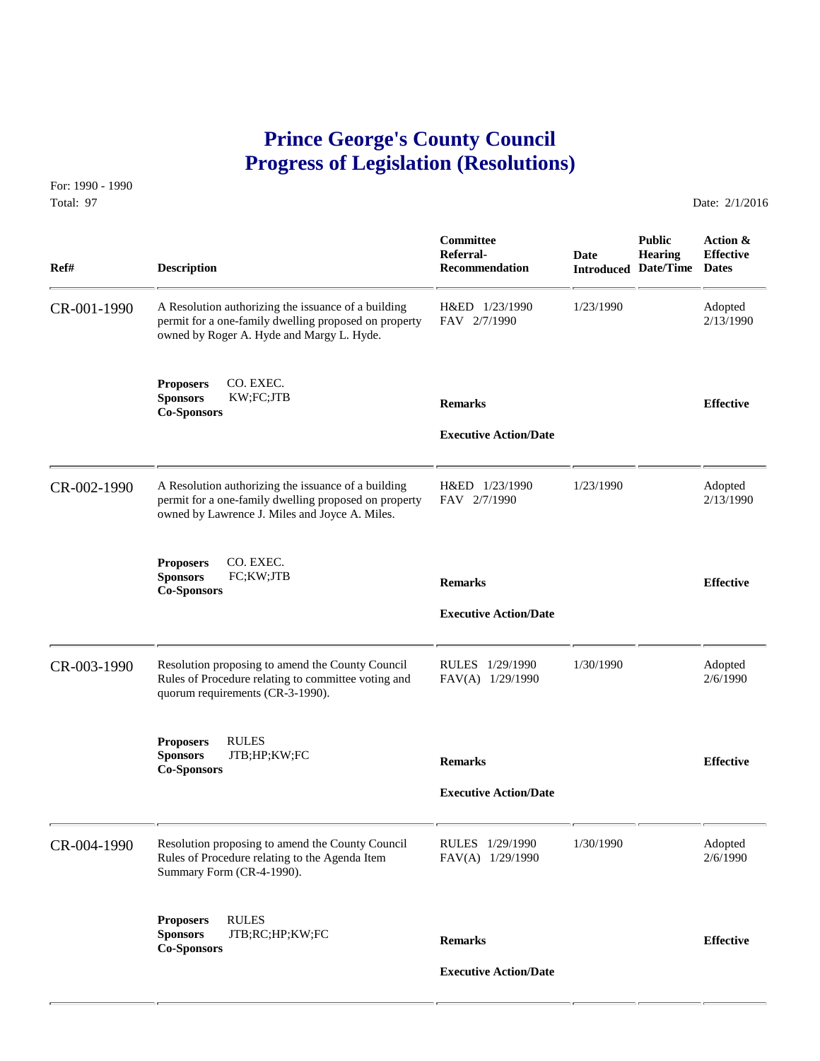# Prince George's County Council
# Progress of Legislation (Resolutions)

For: 1990 - 1990
Total: 97

Date: 2/1/2016

| Ref# | Description | Committee Referral-Recommendation | Date Introduced | Public Hearing Date/Time | Action & Effective Dates |
|---|---|---|---|---|---|
| CR-001-1990 | A Resolution authorizing the issuance of a building permit for a one-family dwelling proposed on property owned by Roger A. Hyde and Margy L. Hyde. | H&ED 1/23/1990<br>FAV 2/7/1990 | 1/23/1990 | | Adopted<br>2/13/1990 |
| | **Proposers** CO. EXEC.<br>**Sponsors** KW;FC;JTB<br>**Co-Sponsors** | **Remarks**<br><br>**Executive Action/Date** | | | **Effective** |
| CR-002-1990 | A Resolution authorizing the issuance of a building permit for a one-family dwelling proposed on property owned by Lawrence J. Miles and Joyce A. Miles. | H&ED 1/23/1990<br>FAV 2/7/1990 | 1/23/1990 | | Adopted<br>2/13/1990 |
| | **Proposers** CO. EXEC.<br>**Sponsors** FC;KW;JTB<br>**Co-Sponsors** | **Remarks**<br><br>**Executive Action/Date** | | | **Effective** |
| CR-003-1990 | Resolution proposing to amend the County Council Rules of Procedure relating to committee voting and quorum requirements (CR-3-1990). | RULES 1/29/1990<br>FAV(A) 1/29/1990 | 1/30/1990 | | Adopted<br>2/6/1990 |
| | **Proposers** RULES<br>**Sponsors** JTB;HP;KW;FC<br>**Co-Sponsors** | **Remarks**<br><br>**Executive Action/Date** | | | **Effective** |
| CR-004-1990 | Resolution proposing to amend the County Council Rules of Procedure relating to the Agenda Item Summary Form (CR-4-1990). | RULES 1/29/1990<br>FAV(A) 1/29/1990 | 1/30/1990 | | Adopted<br>2/6/1990 |
| | **Proposers** RULES<br>**Sponsors** JTB;RC;HP;KW;FC<br>**Co-Sponsors** | **Remarks**<br><br>**Executive Action/Date** | | | **Effective** |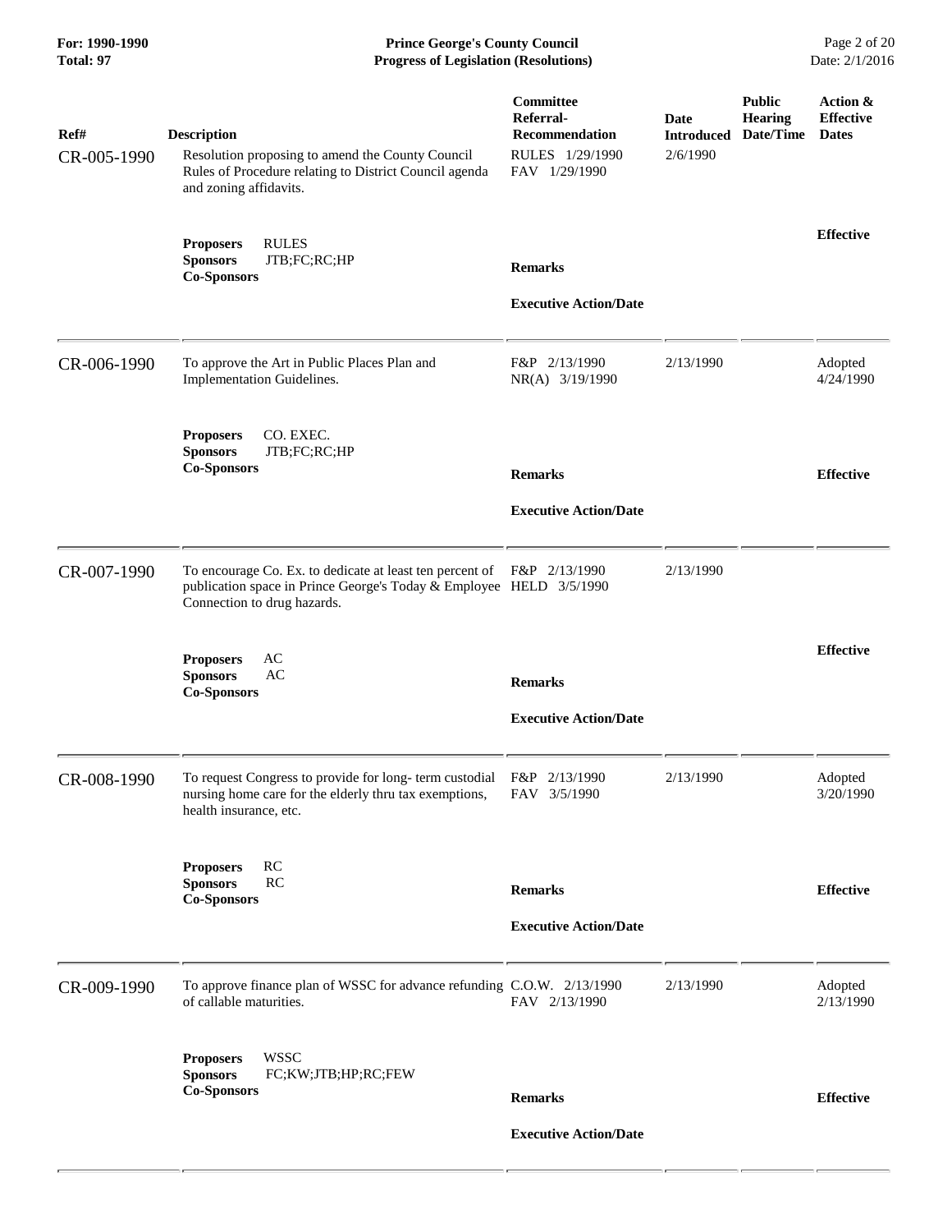| Ref# | Description | Committee Referral-Recommendation | Date Introduced | Public Hearing Date/Time | Action & Effective Dates |
|---|---|---|---|---|---|
| CR-005-1990 | Resolution proposing to amend the County Council Rules of Procedure relating to District Council agenda and zoning affidavits. | RULES 1/29/1990<br>FAV 1/29/1990 | 2/6/1990 | | |
| | **Proposers** RULES<br>**Sponsors** JTB;FC;RC;HP<br>**Co-Sponsors** | **Remarks**<br><br>**Executive Action/Date** | | | **Effective** |
| CR-006-1990 | To approve the Art in Public Places Plan and Implementation Guidelines. | F&P 2/13/1990<br>NR(A) 3/19/1990 | 2/13/1990 | | Adopted 4/24/1990 |
| | **Proposers** CO. EXEC.<br>**Sponsors** JTB;FC;RC;HP<br>**Co-Sponsors** | **Remarks**<br><br>**Executive Action/Date** | | | **Effective** |
| CR-007-1990 | To encourage Co. Ex. to dedicate at least ten percent of publication space in Prince George's Today & Employee Connection to drug hazards. | F&P 2/13/1990<br>HELD 3/5/1990 | 2/13/1990 | | |
| | **Proposers** AC<br>**Sponsors** AC<br>**Co-Sponsors** | **Remarks**<br><br>**Executive Action/Date** | | | **Effective** |
| CR-008-1990 | To request Congress to provide for long- term custodial nursing home care for the elderly thru tax exemptions, health insurance, etc. | F&P 2/13/1990<br>FAV 3/5/1990 | 2/13/1990 | | Adopted 3/20/1990 |
| | **Proposers** RC<br>**Sponsors** RC<br>**Co-Sponsors** | **Remarks**<br><br>**Executive Action/Date** | | | **Effective** |
| CR-009-1990 | To approve finance plan of WSSC for advance refunding of callable maturities. | C.O.W. 2/13/1990<br>FAV 2/13/1990 | 2/13/1990 | | Adopted 2/13/1990 |
| | **Proposers** WSSC<br>**Sponsors** FC;KW;JTB;HP;RC;FEW<br>**Co-Sponsors** | **Remarks**<br><br>**Executive Action/Date** | | | **Effective** |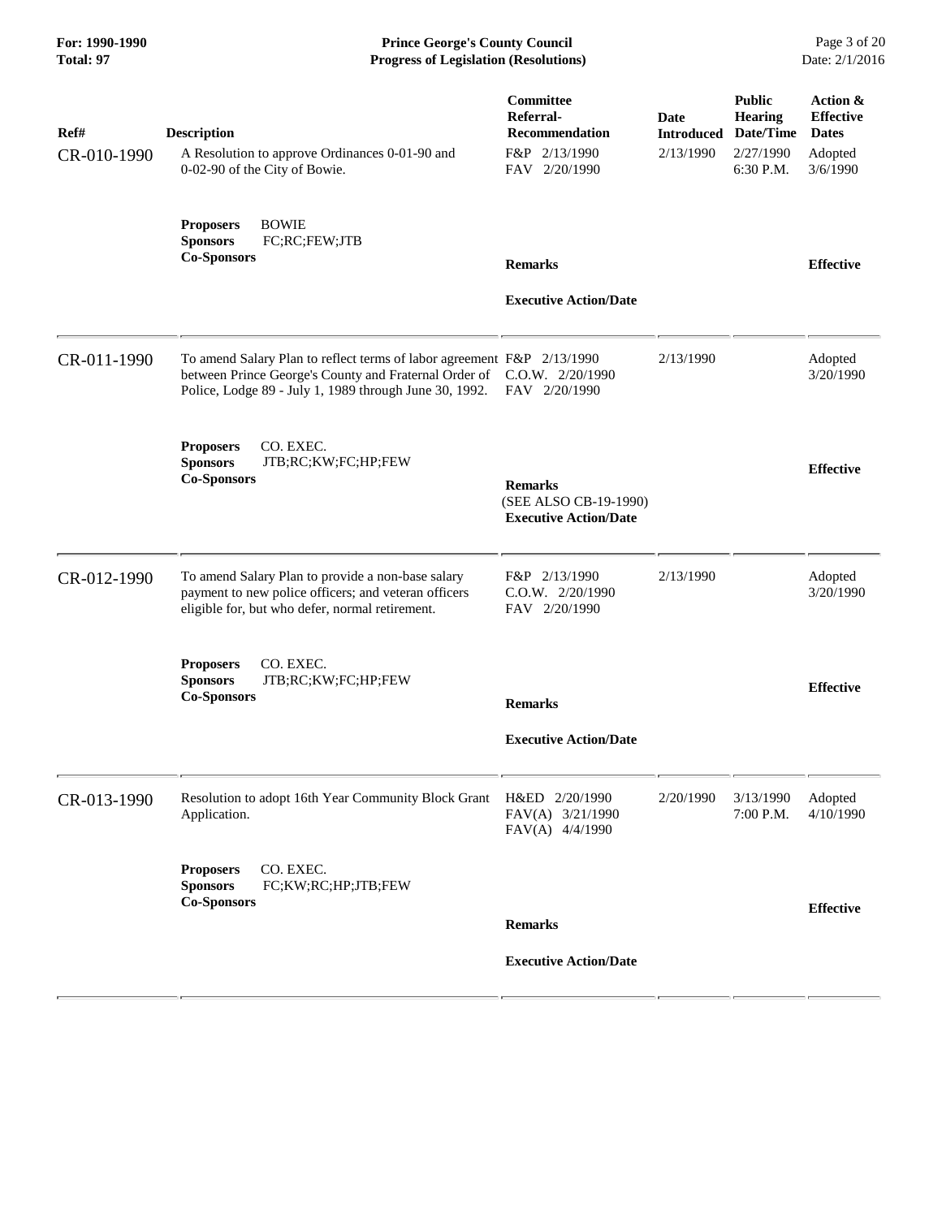| Ref# | Description | Committee Referral-Recommendation | Date Introduced | Public Hearing Date/Time | Action & Effective Dates |
|---|---|---|---|---|---|
| CR-010-1990 | A Resolution to approve Ordinances 0-01-90 and 0-02-90 of the City of Bowie. | F&P 2/13/1990<br>FAV 2/20/1990 | 2/13/1990 | 2/27/1990<br>6:30 P.M. | Adopted<br>3/6/1990 |
| | **Proposers** BOWIE<br>**Sponsors** FC;RC;FEW;JTB<br>**Co-Sponsors** | **Remarks**<br><br>**Executive Action/Date** | | | **Effective** |
| CR-011-1990 | To amend Salary Plan to reflect terms of labor agreement between Prince George's County and Fraternal Order of Police, Lodge 89 - July 1, 1989 through June 30, 1992. | F&P 2/13/1990<br>C.O.W. 2/20/1990<br>FAV 2/20/1990 | 2/13/1990 | | Adopted<br>3/20/1990 |
| | **Proposers** CO. EXEC.<br>**Sponsors** JTB;RC;KW;FC;HP;FEW<br>**Co-Sponsors** | **Remarks**<br>(SEE ALSO CB-19-1990)<br>**Executive Action/Date** | | | **Effective** |
| CR-012-1990 | To amend Salary Plan to provide a non-base salary payment to new police officers; and veteran officers eligible for, but who defer, normal retirement. | F&P 2/13/1990<br>C.O.W. 2/20/1990<br>FAV 2/20/1990 | 2/13/1990 | | Adopted<br>3/20/1990 |
| | **Proposers** CO. EXEC.<br>**Sponsors** JTB;RC;KW;FC;HP;FEW<br>**Co-Sponsors** | **Remarks**<br><br>**Executive Action/Date** | | | **Effective** |
| CR-013-1990 | Resolution to adopt 16th Year Community Block Grant Application. | H&ED 2/20/1990<br>FAV(A) 3/21/1990<br>FAV(A) 4/4/1990 | 2/20/1990 | 3/13/1990<br>7:00 P.M. | Adopted<br>4/10/1990 |
| | **Proposers** CO. EXEC.<br>**Sponsors** FC;KW;RC;HP;JTB;FEW<br>**Co-Sponsors** | **Remarks**<br><br>**Executive Action/Date** | | | **Effective** |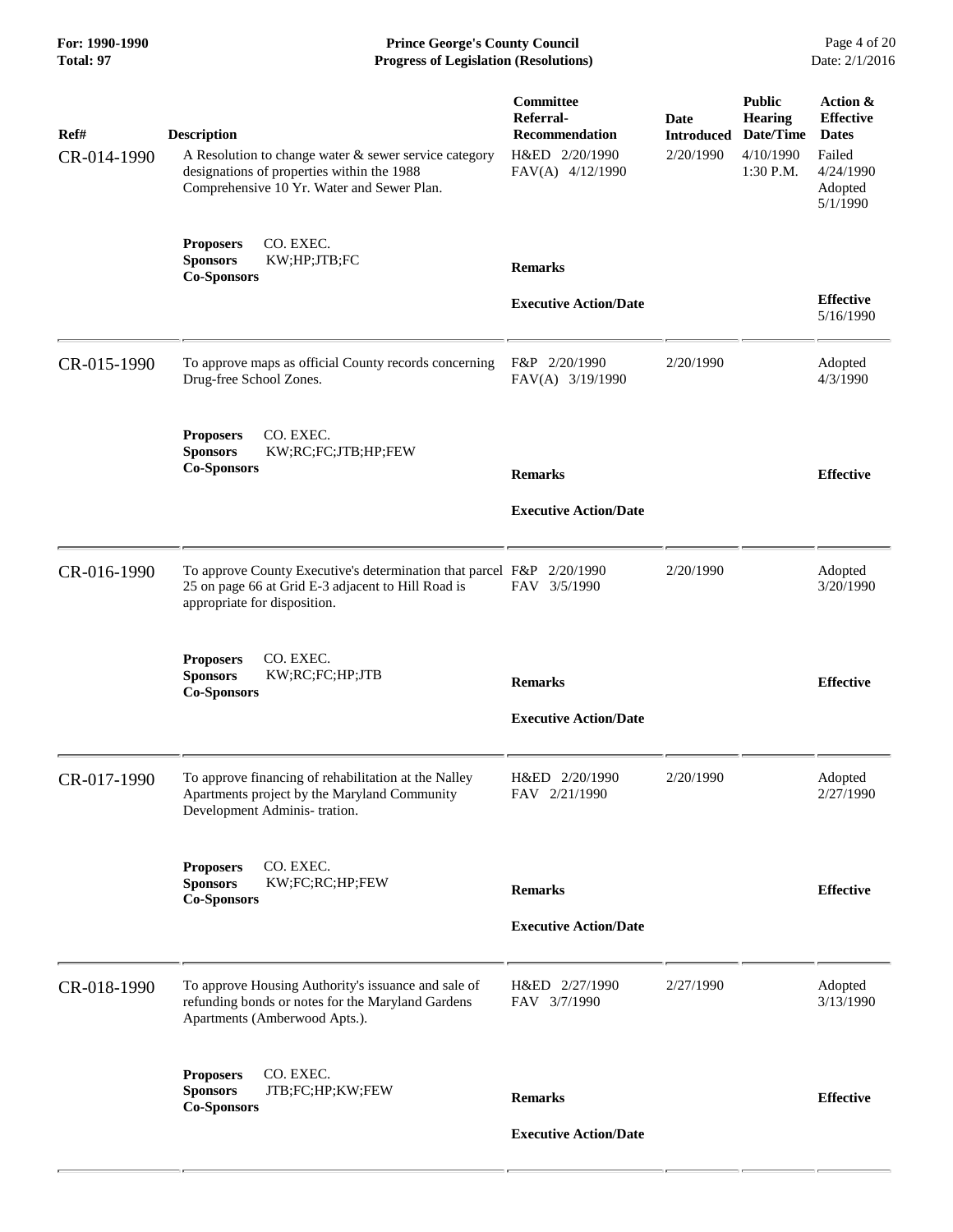| Ref# | Description | Committee Referral-Recommendation | Date Introduced | Public Hearing Date/Time | Action & Effective Dates |
|---|---|---|---|---|---|
| CR-014-1990 | A Resolution to change water & sewer service category designations of properties within the 1988 Comprehensive 10 Yr. Water and Sewer Plan. | H&ED 2/20/1990<br>FAV(A) 4/12/1990 | 2/20/1990 | 4/10/1990<br>1:30 P.M. | Failed<br>4/24/1990<br>Adopted<br>5/1/1990 |
| | **Proposers** CO. EXEC.<br>**Sponsors** KW;HP;JTB;FC<br>**Co-Sponsors** | **Remarks**<br><br>**Executive Action/Date** | | | **Effective**<br>5/16/1990 |
| CR-015-1990 | To approve maps as official County records concerning Drug-free School Zones. | F&P 2/20/1990<br>FAV(A) 3/19/1990 | 2/20/1990 | | Adopted<br>4/3/1990 |
| | **Proposers** CO. EXEC.<br>**Sponsors** KW;RC;FC;JTB;HP;FEW<br>**Co-Sponsors** | **Remarks**<br><br>**Executive Action/Date** | | | **Effective** |
| CR-016-1990 | To approve County Executive's determination that parcel 25 on page 66 at Grid E-3 adjacent to Hill Road is appropriate for disposition. | F&P 2/20/1990<br>FAV 3/5/1990 | 2/20/1990 | | Adopted<br>3/20/1990 |
| | **Proposers** CO. EXEC.<br>**Sponsors** KW;RC;FC;HP;JTB<br>**Co-Sponsors** | **Remarks**<br><br>**Executive Action/Date** | | | **Effective** |
| CR-017-1990 | To approve financing of rehabilitation at the Nalley Apartments project by the Maryland Community Development Adminis- tration. | H&ED 2/20/1990<br>FAV 2/21/1990 | 2/20/1990 | | Adopted<br>2/27/1990 |
| | **Proposers** CO. EXEC.<br>**Sponsors** KW;FC;RC;HP;FEW<br>**Co-Sponsors** | **Remarks**<br><br>**Executive Action/Date** | | | **Effective** |
| CR-018-1990 | To approve Housing Authority's issuance and sale of refunding bonds or notes for the Maryland Gardens Apartments (Amberwood Apts.). | H&ED 2/27/1990<br>FAV 3/7/1990 | 2/27/1990 | | Adopted<br>3/13/1990 |
| | **Proposers** CO. EXEC.<br>**Sponsors** JTB;FC;HP;KW;FEW<br>**Co-Sponsors** | **Remarks**<br><br>**Executive Action/Date** | | | **Effective** |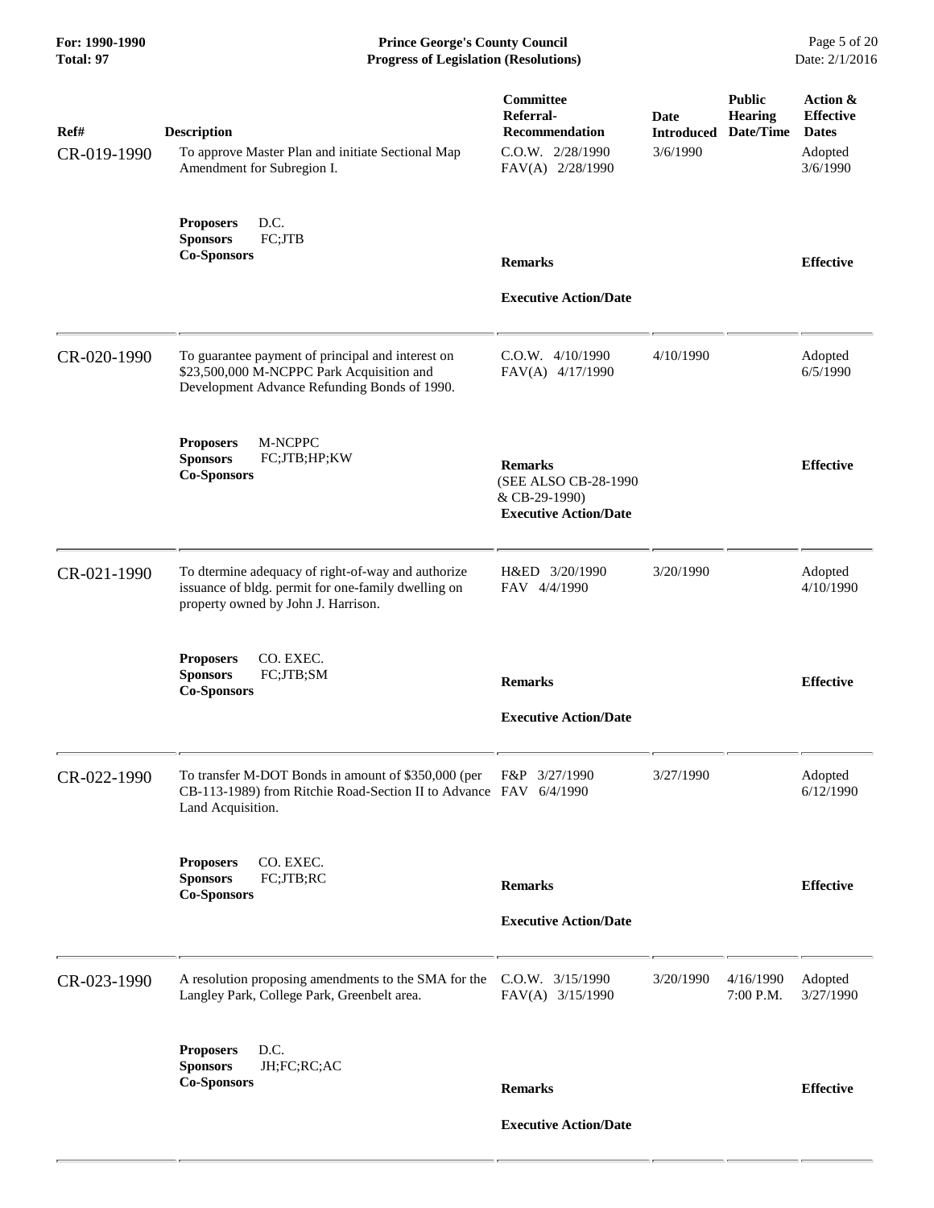| Ref# | Description | Committee Referral-Recommendation | Date Introduced | Public Hearing Date/Time | Action & Effective Dates |
|---|---|---|---|---|---|
| CR-019-1990 | To approve Master Plan and initiate Sectional Map Amendment for Subregion I. | C.O.W. 2/28/1990<br>FAV(A) 2/28/1990 | 3/6/1990 | | Adopted<br>3/6/1990 |
| | **Proposers** D.C.<br>**Sponsors** FC;JTB<br>**Co-Sponsors** | **Remarks**<br><br>**Executive Action/Date** | | | **Effective** |
| CR-020-1990 | To guarantee payment of principal and interest on $23,500,000 M-NCPPC Park Acquisition and Development Advance Refunding Bonds of 1990. | C.O.W. 4/10/1990<br>FAV(A) 4/17/1990 | 4/10/1990 | | Adopted<br>6/5/1990 |
| | **Proposers** M-NCPPC<br>**Sponsors** FC;JTB;HP;KW<br>**Co-Sponsors** | **Remarks**<br>(SEE ALSO CB-28-1990 & CB-29-1990)<br>**Executive Action/Date** | | | **Effective** |
| CR-021-1990 | To dtermine adequacy of right-of-way and authorize issuance of bldg. permit for one-family dwelling on property owned by John J. Harrison. | H&ED 3/20/1990<br>FAV 4/4/1990 | 3/20/1990 | | Adopted<br>4/10/1990 |
| | **Proposers** CO. EXEC.<br>**Sponsors** FC;JTB;SM<br>**Co-Sponsors** | **Remarks**<br><br>**Executive Action/Date** | | | **Effective** |
| CR-022-1990 | To transfer M-DOT Bonds in amount of $350,000 (per CB-113-1989) from Ritchie Road-Section II to Advance Land Acquisition. | F&P 3/27/1990<br>FAV 6/4/1990 | 3/27/1990 | | Adopted<br>6/12/1990 |
| | **Proposers** CO. EXEC.<br>**Sponsors** FC;JTB;RC<br>**Co-Sponsors** | **Remarks**<br><br>**Executive Action/Date** | | | **Effective** |
| CR-023-1990 | A resolution proposing amendments to the SMA for the Langley Park, College Park, Greenbelt area. | C.O.W. 3/15/1990<br>FAV(A) 3/15/1990 | 3/20/1990 | 4/16/1990<br>7:00 P.M. | Adopted<br>3/27/1990 |
| | **Proposers** D.C.<br>**Sponsors** JH;FC;RC;AC<br>**Co-Sponsors** | **Remarks**<br><br>**Executive Action/Date** | | | **Effective** |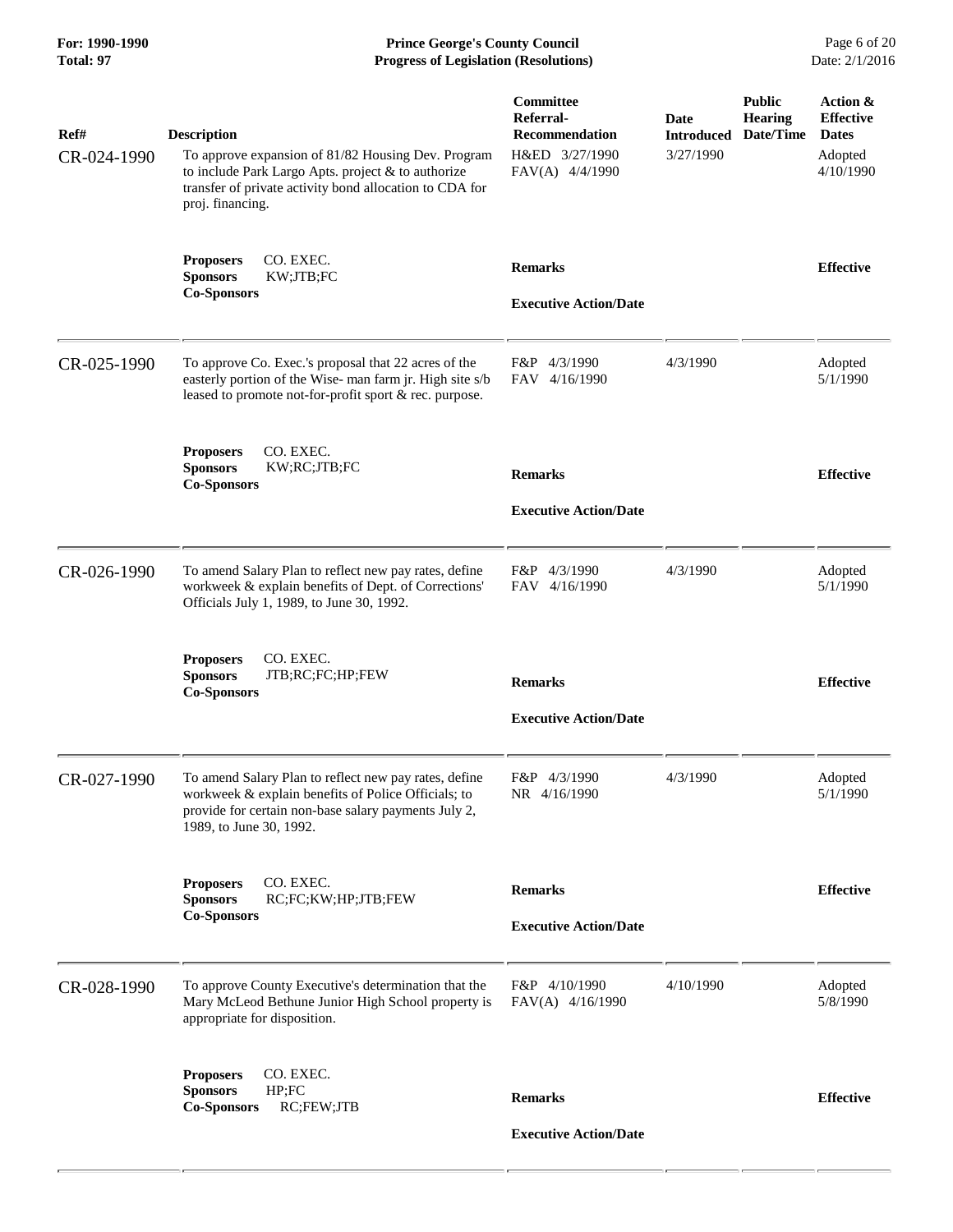| Ref# | Description | Committee Referral-Recommendation | Date Introduced | Public Hearing Date/Time | Action & Effective Dates |
|---|---|---|---|---|---|
| CR-024-1990 | To approve expansion of 81/82 Housing Dev. Program to include Park Largo Apts. project & to authorize transfer of private activity bond allocation to CDA for proj. financing. | H&ED 3/27/1990<br>FAV(A) 4/4/1990 | 3/27/1990 | | Adopted<br>4/10/1990 |
| | **Proposers** CO. EXEC.<br>**Sponsors** KW;JTB;FC<br>**Co-Sponsors** | **Remarks**<br><br>**Executive Action/Date** | | | **Effective** |
| CR-025-1990 | To approve Co. Exec.'s proposal that 22 acres of the easterly portion of the Wise- man farm jr. High site s/b leased to promote not-for-profit sport & rec. purpose. | F&P 4/3/1990<br>FAV 4/16/1990 | 4/3/1990 | | Adopted<br>5/1/1990 |
| | **Proposers** CO. EXEC.<br>**Sponsors** KW;RC;JTB;FC<br>**Co-Sponsors** | **Remarks**<br><br>**Executive Action/Date** | | | **Effective** |
| CR-026-1990 | To amend Salary Plan to reflect new pay rates, define workweek & explain benefits of Dept. of Corrections' Officials July 1, 1989, to June 30, 1992. | F&P 4/3/1990<br>FAV 4/16/1990 | 4/3/1990 | | Adopted<br>5/1/1990 |
| | **Proposers** CO. EXEC.<br>**Sponsors** JTB;RC;FC;HP;FEW<br>**Co-Sponsors** | **Remarks**<br><br>**Executive Action/Date** | | | **Effective** |
| CR-027-1990 | To amend Salary Plan to reflect new pay rates, define workweek & explain benefits of Police Officials; to provide for certain non-base salary payments July 2, 1989, to June 30, 1992. | F&P 4/3/1990<br>NR 4/16/1990 | 4/3/1990 | | Adopted<br>5/1/1990 |
| | **Proposers** CO. EXEC.<br>**Sponsors** RC;FC;KW;HP;JTB;FEW<br>**Co-Sponsors** | **Remarks**<br><br>**Executive Action/Date** | | | **Effective** |
| CR-028-1990 | To approve County Executive's determination that the Mary McLeod Bethune Junior High School property is appropriate for disposition. | F&P 4/10/1990<br>FAV(A) 4/16/1990 | 4/10/1990 | | Adopted<br>5/8/1990 |
| | **Proposers** CO. EXEC.<br>**Sponsors** HP;FC<br>**Co-Sponsors** RC;FEW;JTB | **Remarks**<br><br>**Executive Action/Date** | | | **Effective** |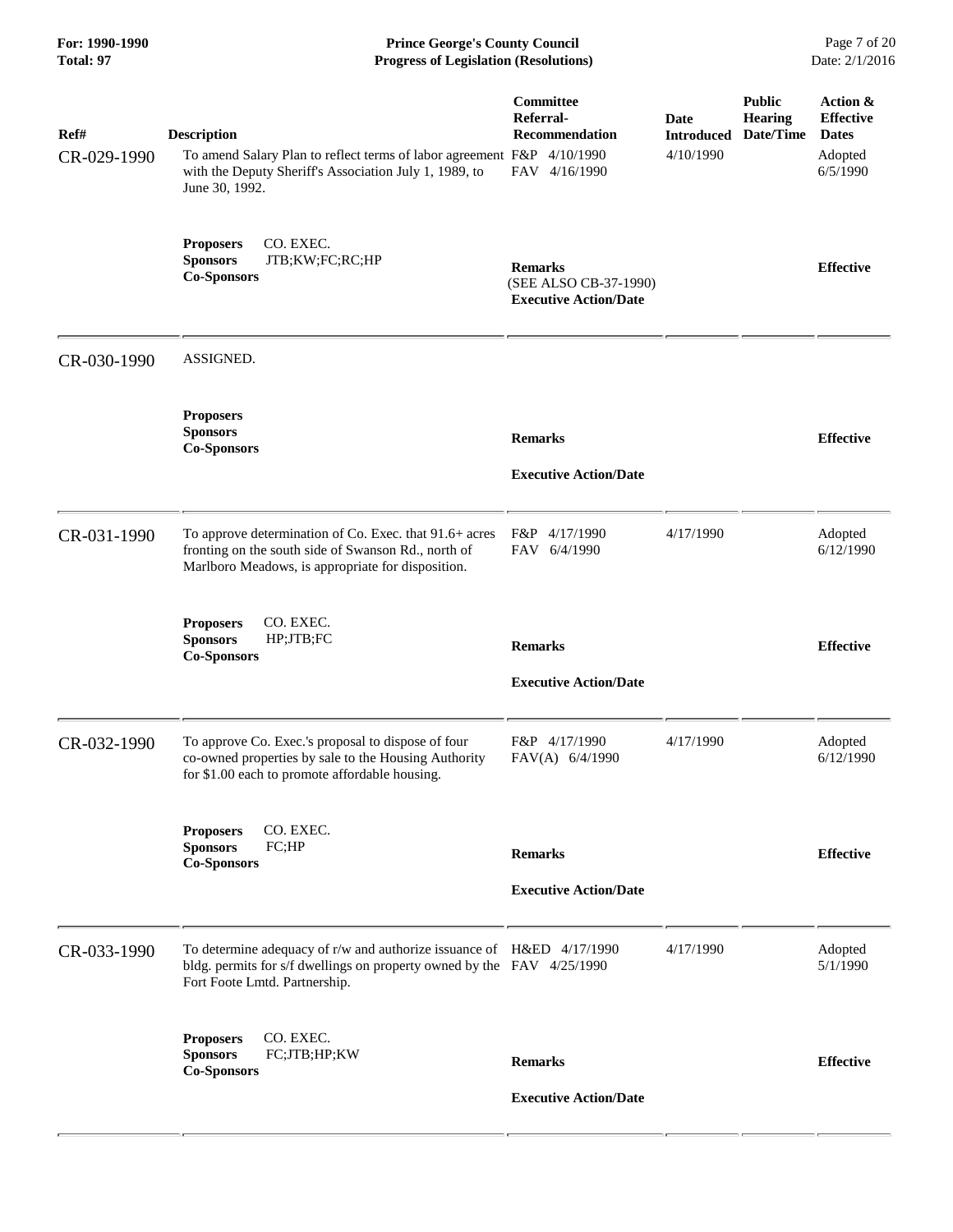| Ref# | Description | Committee Referral-Recommendation | Date Introduced | Public Hearing Date/Time | Action & Effective Dates |
|---|---|---|---|---|---|
| CR-029-1990 | To amend Salary Plan to reflect terms of labor agreement with the Deputy Sheriff's Association July 1, 1989, to June 30, 1992. | F&P 4/10/1990<br>FAV 4/16/1990 | 4/10/1990 | | Adopted<br>6/5/1990 |
| | **Proposers** CO. EXEC.<br>**Sponsors** JTB;KW;FC;RC;HP<br>**Co-Sponsors** | **Remarks**<br>(SEE ALSO CB-37-1990)<br>**Executive Action/Date** | | | **Effective** |
| CR-030-1990 | ASSIGNED. | | | | |
| | **Proposers**<br>**Sponsors**<br>**Co-Sponsors** | **Remarks**<br>**Executive Action/Date** | | | **Effective** |
| CR-031-1990 | To approve determination of Co. Exec. that 91.6+ acres fronting on the south side of Swanson Rd., north of Marlboro Meadows, is appropriate for disposition. | F&P 4/17/1990<br>FAV 6/4/1990 | 4/17/1990 | | Adopted<br>6/12/1990 |
| | **Proposers** CO. EXEC.<br>**Sponsors** HP;JTB;FC<br>**Co-Sponsors** | **Remarks**<br>**Executive Action/Date** | | | **Effective** |
| CR-032-1990 | To approve Co. Exec.'s proposal to dispose of four co-owned properties by sale to the Housing Authority for $1.00 each to promote affordable housing. | F&P 4/17/1990<br>FAV(A) 6/4/1990 | 4/17/1990 | | Adopted<br>6/12/1990 |
| | **Proposers** CO. EXEC.<br>**Sponsors** FC;HP<br>**Co-Sponsors** | **Remarks**<br>**Executive Action/Date** | | | **Effective** |
| CR-033-1990 | To determine adequacy of r/w and authorize issuance of bldg. permits for s/f dwellings on property owned by the Fort Foote Lmtd. Partnership. | H&ED 4/17/1990<br>FAV 4/25/1990 | 4/17/1990 | | Adopted<br>5/1/1990 |
| | **Proposers** CO. EXEC.<br>**Sponsors** FC;JTB;HP;KW<br>**Co-Sponsors** | **Remarks**<br>**Executive Action/Date** | | | **Effective** |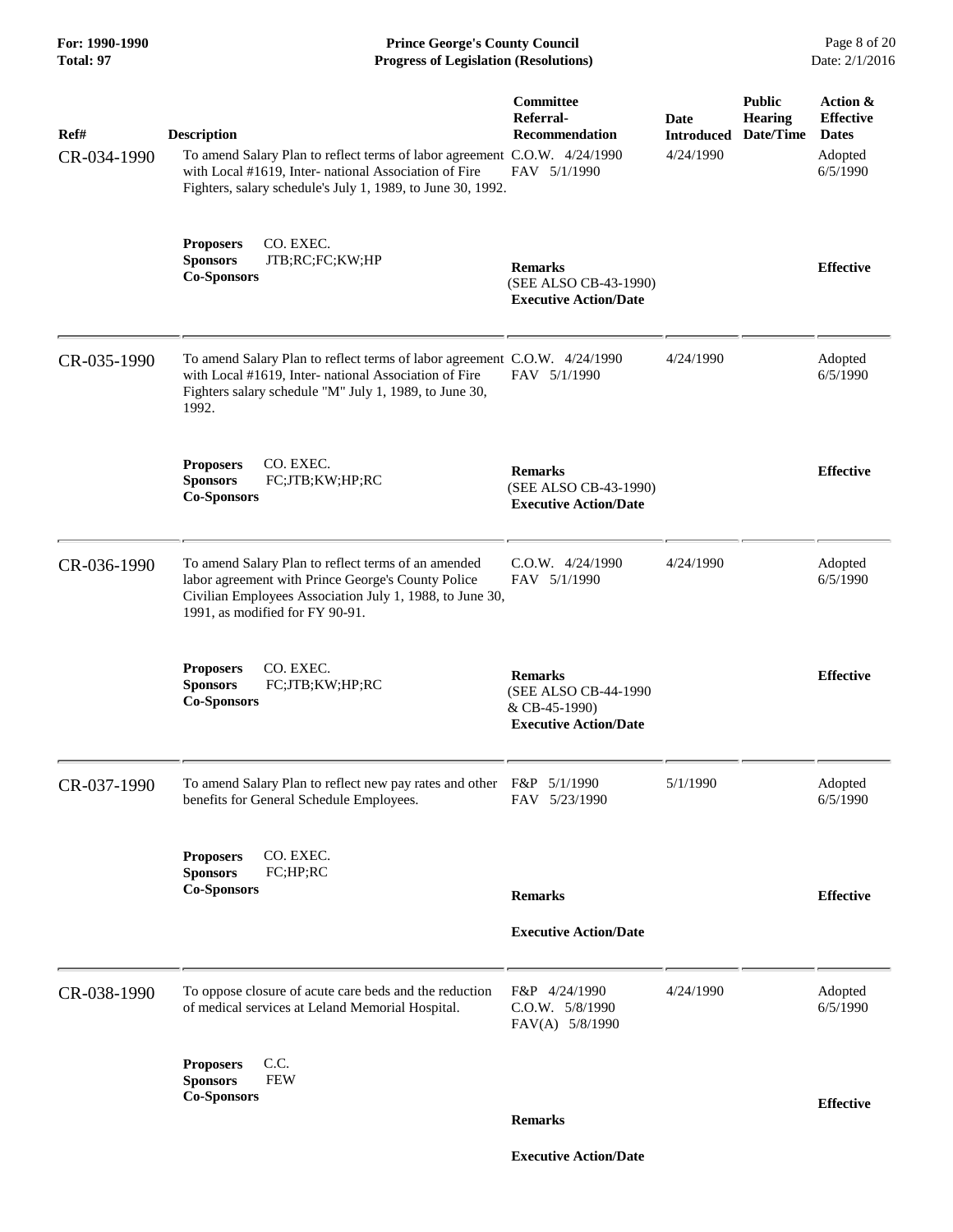| Ref# | Description | Committee Referral-Recommendation | Date Introduced | Public Hearing Date/Time | Action & Effective Dates |
|---|---|---|---|---|---|
| CR-034-1990 | To amend Salary Plan to reflect terms of labor agreement with Local #1619, Inter- national Association of Fire Fighters, salary schedule's July 1, 1989, to June 30, 1992. | C.O.W. 4/24/1990<br>FAV 5/1/1990 | 4/24/1990 | | Adopted<br>6/5/1990 |
| | **Proposers** CO. EXEC.<br>**Sponsors** JTB;RC;FC;KW;HP<br>**Co-Sponsors** | **Remarks**<br>(SEE ALSO CB-43-1990)<br>**Executive Action/Date** | | | **Effective** |
| CR-035-1990 | To amend Salary Plan to reflect terms of labor agreement with Local #1619, Inter- national Association of Fire Fighters salary schedule "M" July 1, 1989, to June 30, 1992. | C.O.W. 4/24/1990<br>FAV 5/1/1990 | 4/24/1990 | | Adopted<br>6/5/1990 |
| | **Proposers** CO. EXEC.<br>**Sponsors** FC;JTB;KW;HP;RC<br>**Co-Sponsors** | **Remarks**<br>(SEE ALSO CB-43-1990)<br>**Executive Action/Date** | | | **Effective** |
| CR-036-1990 | To amend Salary Plan to reflect terms of an amended labor agreement with Prince George's County Police Civilian Employees Association July 1, 1988, to June 30, 1991, as modified for FY 90-91. | C.O.W. 4/24/1990<br>FAV 5/1/1990 | 4/24/1990 | | Adopted<br>6/5/1990 |
| | **Proposers** CO. EXEC.<br>**Sponsors** FC;JTB;KW;HP;RC<br>**Co-Sponsors** | **Remarks**<br>(SEE ALSO CB-44-1990 & CB-45-1990)<br>**Executive Action/Date** | | | **Effective** |
| CR-037-1990 | To amend Salary Plan to reflect new pay rates and other benefits for General Schedule Employees. | F&P 5/1/1990<br>FAV 5/23/1990 | 5/1/1990 | | Adopted<br>6/5/1990 |
| | **Proposers** CO. EXEC.<br>**Sponsors** FC;HP;RC<br>**Co-Sponsors** | **Remarks**<br>**Executive Action/Date** | | | **Effective** |
| CR-038-1990 | To oppose closure of acute care beds and the reduction of medical services at Leland Memorial Hospital. | F&P 4/24/1990<br>C.O.W. 5/8/1990<br>FAV(A) 5/8/1990 | 4/24/1990 | | Adopted<br>6/5/1990 |
| | **Proposers** C.C.<br>**Sponsors** FEW<br>**Co-Sponsors** | **Remarks**<br>**Executive Action/Date** | | | **Effective** |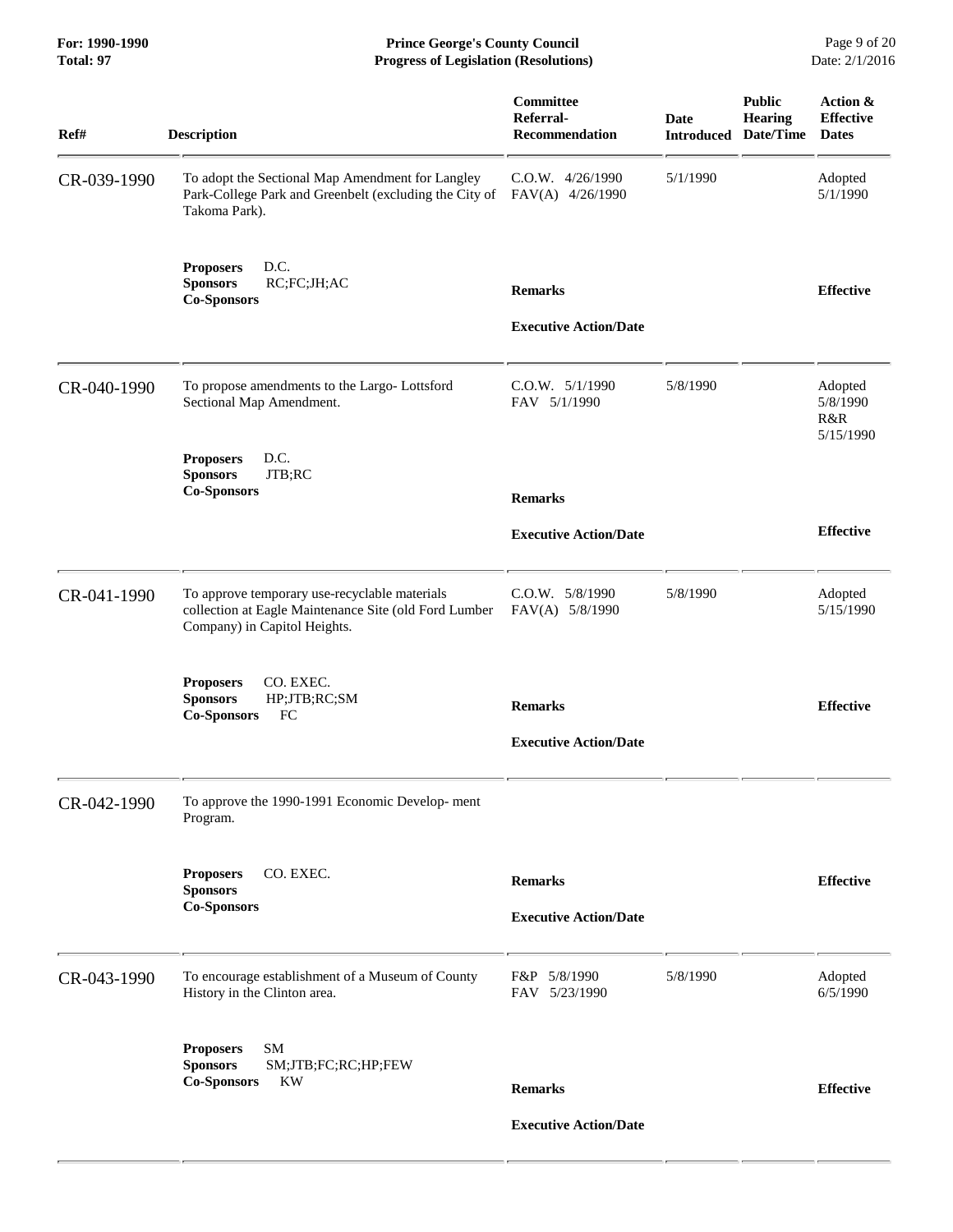| Ref# | Description | Committee Referral-Recommendation | Date Introduced | Public Hearing Date/Time | Action & Effective Dates |
|---|---|---|---|---|---|
| CR-039-1990 | To adopt the Sectional Map Amendment for Langley Park-College Park and Greenbelt (excluding the City of Takoma Park). | C.O.W. 4/26/1990<br>FAV(A) 4/26/1990 | 5/1/1990 | | Adopted 5/1/1990 |
| | **Proposers** D.C.<br>**Sponsors** RC;FC;JH;AC<br>**Co-Sponsors** | **Remarks**<br><br>**Executive Action/Date** | | | **Effective** |
| CR-040-1990 | To propose amendments to the Largo- Lottsford Sectional Map Amendment. | C.O.W. 5/1/1990<br>FAV 5/1/1990 | 5/8/1990 | | Adopted 5/8/1990<br>R&R 5/15/1990 |
| | **Proposers** D.C.<br>**Sponsors** JTB;RC<br>**Co-Sponsors** | **Remarks**<br><br>**Executive Action/Date** | | | **Effective** |
| CR-041-1990 | To approve temporary use-recyclable materials collection at Eagle Maintenance Site (old Ford Lumber Company) in Capitol Heights. | C.O.W. 5/8/1990<br>FAV(A) 5/8/1990 | 5/8/1990 | | Adopted 5/15/1990 |
| | **Proposers** CO. EXEC.<br>**Sponsors** HP;JTB;RC;SM<br>**Co-Sponsors** FC | **Remarks**<br><br>**Executive Action/Date** | | | **Effective** |
| CR-042-1990 | To approve the 1990-1991 Economic Develop- ment Program. | | | | |
| | **Proposers** CO. EXEC.<br>**Sponsors**<br>**Co-Sponsors** | **Remarks**<br><br>**Executive Action/Date** | | | **Effective** |
| CR-043-1990 | To encourage establishment of a Museum of County History in the Clinton area. | F&P 5/8/1990<br>FAV 5/23/1990 | 5/8/1990 | | Adopted 6/5/1990 |
| | **Proposers** SM<br>**Sponsors** SM;JTB;FC;RC;HP;FEW<br>**Co-Sponsors** KW | **Remarks**<br><br>**Executive Action/Date** | | | **Effective** |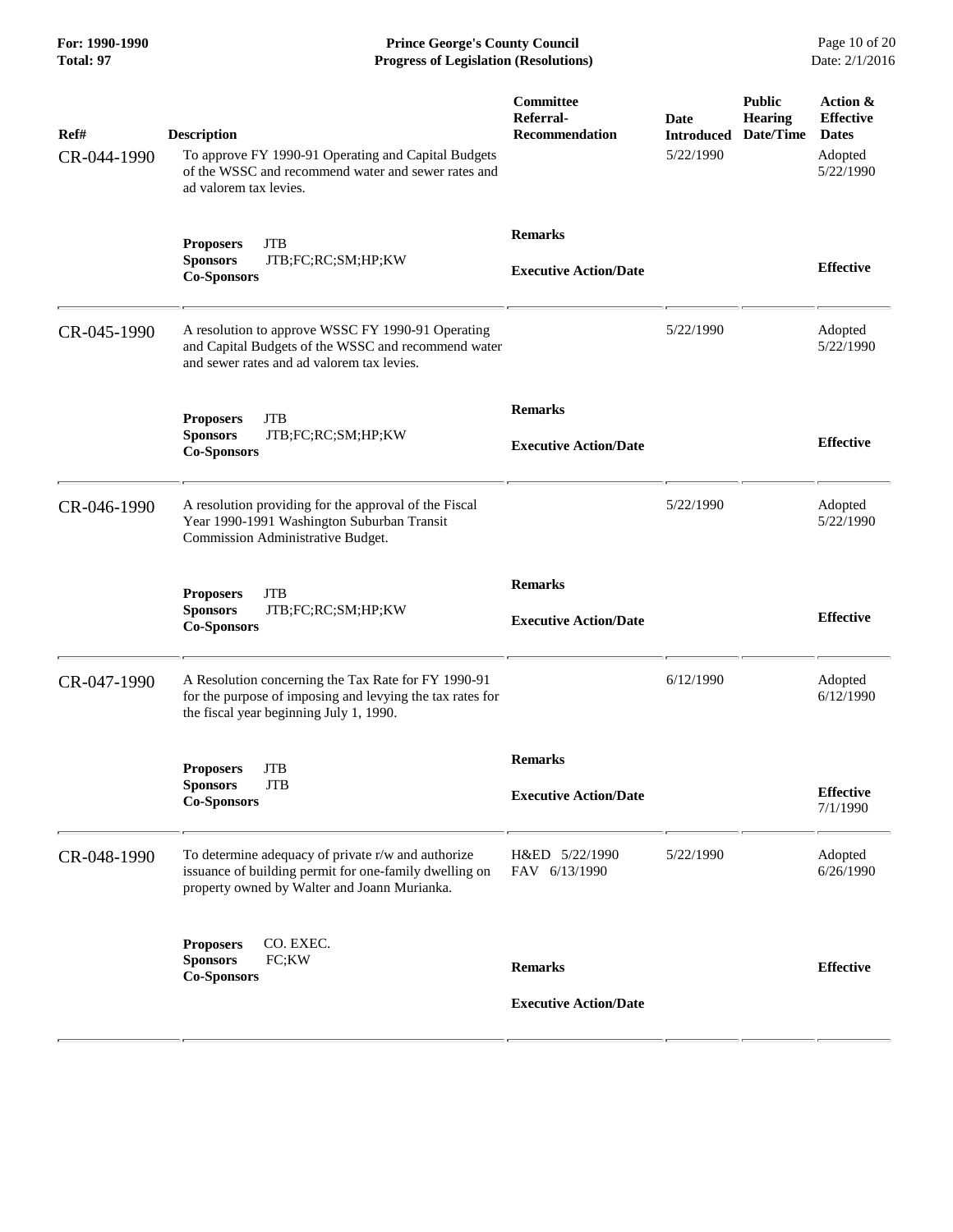| Ref# | Description | Committee Referral-Recommendation | Date Introduced | Public Hearing Date/Time | Action & Effective Dates |
|---|---|---|---|---|---|
| CR-044-1990 | To approve FY 1990-91 Operating and Capital Budgets of the WSSC and recommend water and sewer rates and ad valorem tax levies. | | 5/22/1990 | | Adopted 5/22/1990 |
| | **Proposers** JTB<br>**Sponsors** JTB;FC;RC;SM;HP;KW<br>**Co-Sponsors** | **Remarks**<br>**Executive Action/Date** | | | **Effective** |
| CR-045-1990 | A resolution to approve WSSC FY 1990-91 Operating and Capital Budgets of the WSSC and recommend water and sewer rates and ad valorem tax levies. | | 5/22/1990 | | Adopted 5/22/1990 |
| | **Proposers** JTB<br>**Sponsors** JTB;FC;RC;SM;HP;KW<br>**Co-Sponsors** | **Remarks**<br>**Executive Action/Date** | | | **Effective** |
| CR-046-1990 | A resolution providing for the approval of the Fiscal Year 1990-1991 Washington Suburban Transit Commission Administrative Budget. | | 5/22/1990 | | Adopted 5/22/1990 |
| | **Proposers** JTB<br>**Sponsors** JTB;FC;RC;SM;HP;KW<br>**Co-Sponsors** | **Remarks**<br>**Executive Action/Date** | | | **Effective** |
| CR-047-1990 | A Resolution concerning the Tax Rate for FY 1990-91 for the purpose of imposing and levying the tax rates for the fiscal year beginning July 1, 1990. | | 6/12/1990 | | Adopted 6/12/1990 |
| | **Proposers** JTB<br>**Sponsors** JTB<br>**Co-Sponsors** | **Remarks**<br>**Executive Action/Date** | | | **Effective** 7/1/1990 |
| CR-048-1990 | To determine adequacy of private r/w and authorize issuance of building permit for one-family dwelling on property owned by Walter and Joann Murianka. | H&ED 5/22/1990<br>FAV 6/13/1990 | 5/22/1990 | | Adopted 6/26/1990 |
| | **Proposers** CO. EXEC.<br>**Sponsors** FC;KW<br>**Co-Sponsors** | **Remarks**<br>**Executive Action/Date** | | | **Effective** |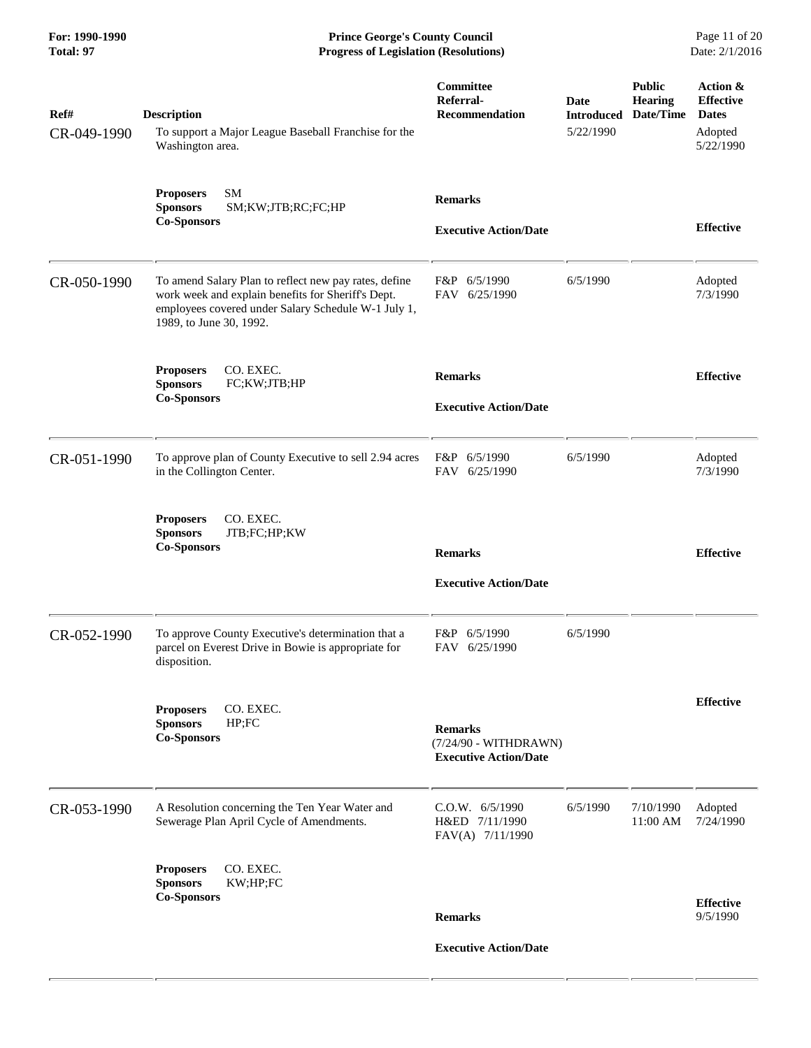| Ref# | Description | Committee Referral-Recommendation | Date Introduced | Public Hearing Date/Time | Action & Effective Dates |
|---|---|---|---|---|---|
| CR-049-1990 | To support a Major League Baseball Franchise for the Washington area. | | 5/22/1990 | | Adopted 5/22/1990 |
| | **Proposers** SM **Sponsors** SM;KW;JTB;RC;FC;HP **Co-Sponsors** | **Remarks** **Executive Action/Date** | | | **Effective** |
| CR-050-1990 | To amend Salary Plan to reflect new pay rates, define work week and explain benefits for Sheriff's Dept. employees covered under Salary Schedule W-1 July 1, 1989, to June 30, 1992. | F&P 6/5/1990 FAV 6/25/1990 | 6/5/1990 | | Adopted 7/3/1990 |
| | **Proposers** CO. EXEC. **Sponsors** FC;KW;JTB;HP **Co-Sponsors** | **Remarks** **Executive Action/Date** | | | **Effective** |
| CR-051-1990 | To approve plan of County Executive to sell 2.94 acres in the Collington Center. | F&P 6/5/1990 FAV 6/25/1990 | 6/5/1990 | | Adopted 7/3/1990 |
| | **Proposers** CO. EXEC. **Sponsors** JTB;FC;HP;KW **Co-Sponsors** | **Remarks** **Executive Action/Date** | | | **Effective** |
| CR-052-1990 | To approve County Executive's determination that a parcel on Everest Drive in Bowie is appropriate for disposition. | F&P 6/5/1990 FAV 6/25/1990 | 6/5/1990 | | |
| | **Proposers** CO. EXEC. **Sponsors** HP;FC **Co-Sponsors** | **Remarks** (7/24/90 - WITHDRAWN) **Executive Action/Date** | | | **Effective** |
| CR-053-1990 | A Resolution concerning the Ten Year Water and Sewerage Plan April Cycle of Amendments. | C.O.W. 6/5/1990 H&ED 7/11/1990 FAV(A) 7/11/1990 | 6/5/1990 | 7/10/1990 11:00 AM | Adopted 7/24/1990 |
| | **Proposers** CO. EXEC. **Sponsors** KW;HP;FC **Co-Sponsors** | **Remarks** **Executive Action/Date** | | | **Effective** 9/5/1990 |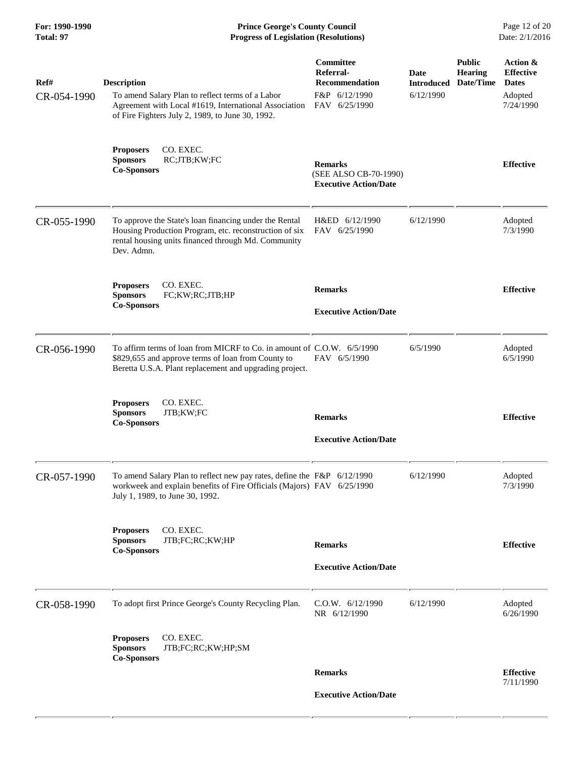| Ref# | Description | Committee Referral-Recommendation | Date Introduced | Public Hearing Date/Time | Action & Effective Dates |
|---|---|---|---|---|---|
| CR-054-1990 | To amend Salary Plan to reflect terms of a Labor Agreement with Local #1619, International Association of Fire Fighters July 2, 1989, to June 30, 1992. | F&P 6/12/1990<br>FAV 6/25/1990 | 6/12/1990 | | Adopted<br>7/24/1990 |
| | **Proposers** CO. EXEC.<br>**Sponsors** RC;JTB;KW;FC<br>**Co-Sponsors** | **Remarks**<br>(SEE ALSO CB-70-1990)<br>**Executive Action/Date** | | | **Effective** |
| CR-055-1990 | To approve the State's loan financing under the Rental Housing Production Program, etc. reconstruction of six rental housing units financed through Md. Community Dev. Admn. | H&ED 6/12/1990<br>FAV 6/25/1990 | 6/12/1990 | | Adopted<br>7/3/1990 |
| | **Proposers** CO. EXEC.<br>**Sponsors** FC;KW;RC;JTB;HP<br>**Co-Sponsors** | **Remarks**<br>**Executive Action/Date** | | | **Effective** |
| CR-056-1990 | To affirm terms of loan from MICRF to Co. in amount of $829,655 and approve terms of loan from County to Beretta U.S.A. Plant replacement and upgrading project. | C.O.W. 6/5/1990<br>FAV 6/5/1990 | 6/5/1990 | | Adopted<br>6/5/1990 |
| | **Proposers** CO. EXEC.<br>**Sponsors** JTB;KW;FC<br>**Co-Sponsors** | **Remarks**<br>**Executive Action/Date** | | | **Effective** |
| CR-057-1990 | To amend Salary Plan to reflect new pay rates, define the workweek and explain benefits of Fire Officials (Majors) July 1, 1989, to June 30, 1992. | F&P 6/12/1990<br>FAV 6/25/1990 | 6/12/1990 | | Adopted<br>7/3/1990 |
| | **Proposers** CO. EXEC.<br>**Sponsors** JTB;FC;RC;KW;HP<br>**Co-Sponsors** | **Remarks**<br>**Executive Action/Date** | | | **Effective** |
| CR-058-1990 | To adopt first Prince George's County Recycling Plan. | C.O.W. 6/12/1990<br>NR 6/12/1990 | 6/12/1990 | | Adopted<br>6/26/1990 |
| | **Proposers** CO. EXEC.<br>**Sponsors** JTB;FC;RC;KW;HP;SM<br>**Co-Sponsors** | **Remarks**<br>**Executive Action/Date** | | | **Effective**<br>7/11/1990 |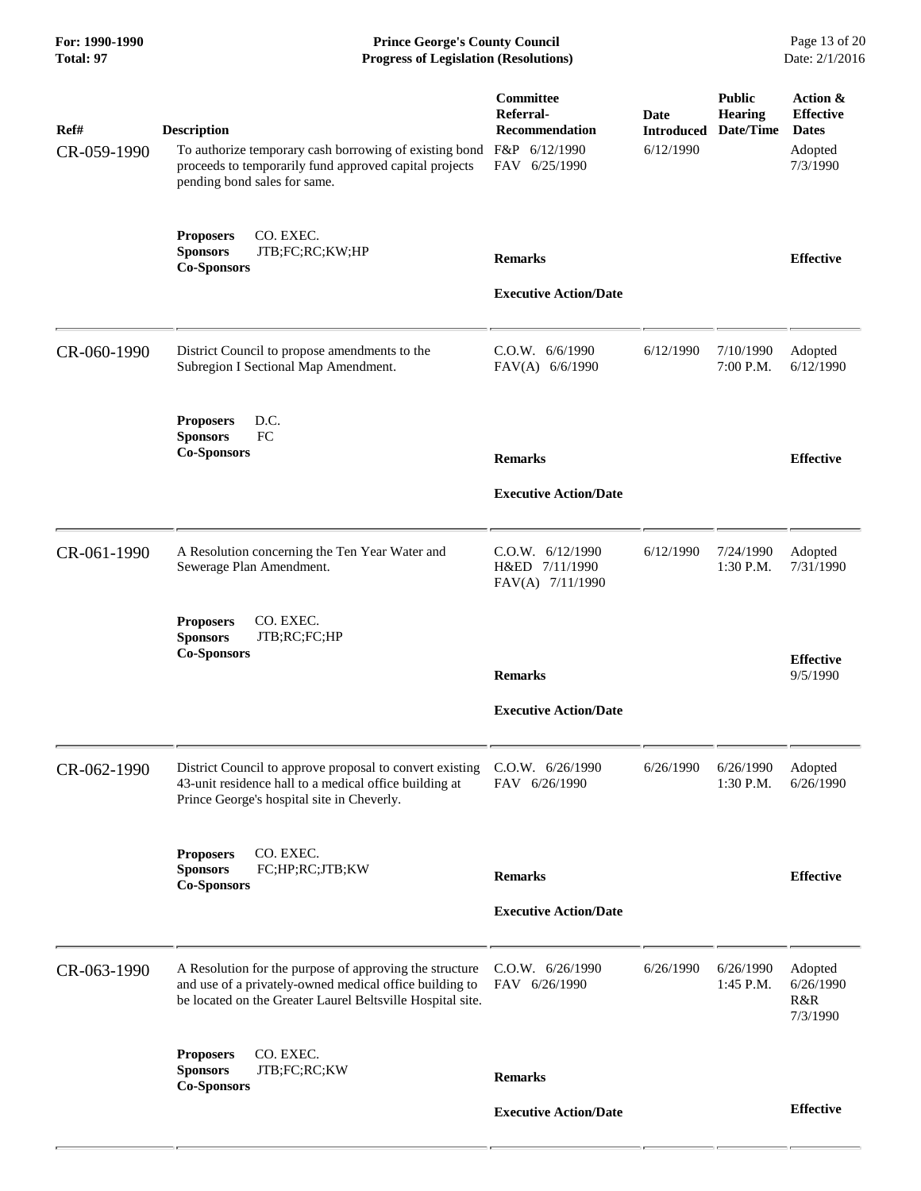| Ref# | Description | Committee Referral-Recommendation | Date Introduced | Public Hearing Date/Time | Action & Effective Dates |
|---|---|---|---|---|---|
| CR-059-1990 | To authorize temporary cash borrowing of existing bond proceeds to temporarily fund approved capital projects pending bond sales for same. | F&P 6/12/1990<br>FAV 6/25/1990 | 6/12/1990 | | Adopted 7/3/1990 |
| | **Proposers** CO. EXEC.<br>**Sponsors** JTB;FC;RC;KW;HP<br>**Co-Sponsors** | **Remarks**<br><br>**Executive Action/Date** | | | **Effective** |
| CR-060-1990 | District Council to propose amendments to the Subregion I Sectional Map Amendment. | C.O.W. 6/6/1990<br>FAV(A) 6/6/1990 | 6/12/1990 | 7/10/1990 7:00 P.M. | Adopted 6/12/1990 |
| | **Proposers** D.C.<br>**Sponsors** FC<br>**Co-Sponsors** | **Remarks**<br><br>**Executive Action/Date** | | | **Effective** |
| CR-061-1990 | A Resolution concerning the Ten Year Water and Sewerage Plan Amendment. | C.O.W. 6/12/1990<br>H&ED 7/11/1990<br>FAV(A) 7/11/1990 | 6/12/1990 | 7/24/1990 1:30 P.M. | Adopted 7/31/1990 |
| | **Proposers** CO. EXEC.<br>**Sponsors** JTB;RC;FC;HP<br>**Co-Sponsors** | **Remarks**<br><br>**Executive Action/Date** | | | **Effective** 9/5/1990 |
| CR-062-1990 | District Council to approve proposal to convert existing 43-unit residence hall to a medical office building at Prince George's hospital site in Cheverly. | C.O.W. 6/26/1990<br>FAV 6/26/1990 | 6/26/1990 | 6/26/1990 1:30 P.M. | Adopted 6/26/1990 |
| | **Proposers** CO. EXEC.<br>**Sponsors** FC;HP;RC;JTB;KW<br>**Co-Sponsors** | **Remarks**<br><br>**Executive Action/Date** | | | **Effective** |
| CR-063-1990 | A Resolution for the purpose of approving the structure and use of a privately-owned medical office building to be located on the Greater Laurel Beltsville Hospital site. | C.O.W. 6/26/1990<br>FAV 6/26/1990 | 6/26/1990 | 6/26/1990 1:45 P.M. | Adopted 6/26/1990<br>R&R 7/3/1990 |
| | **Proposers** CO. EXEC.<br>**Sponsors** JTB;FC;RC;KW<br>**Co-Sponsors** | **Remarks**<br><br>**Executive Action/Date** | | | **Effective** |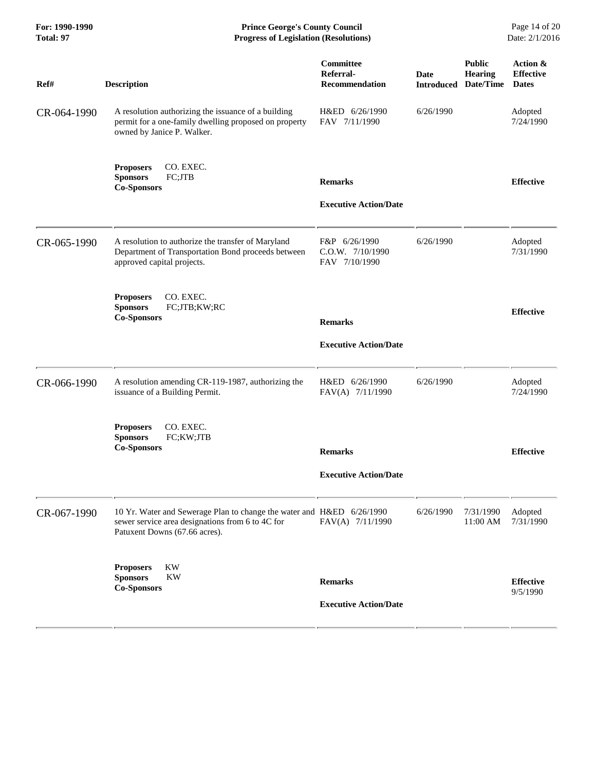| Ref# | Description | Committee Referral-Recommendation | Date Introduced | Public Hearing Date/Time | Action & Effective Dates |
|---|---|---|---|---|---|
| CR-064-1990 | A resolution authorizing the issuance of a building permit for a one-family dwelling proposed on property owned by Janice P. Walker. | H&ED 6/26/1990<br>FAV 7/11/1990 | 6/26/1990 | | Adopted 7/24/1990 |
| | **Proposers** CO. EXEC.<br>**Sponsors** FC;JTB<br>**Co-Sponsors** | **Remarks**<br><br>**Executive Action/Date** | | | **Effective** |
| CR-065-1990 | A resolution to authorize the transfer of Maryland Department of Transportation Bond proceeds between approved capital projects. | F&P 6/26/1990<br>C.O.W. 7/10/1990<br>FAV 7/10/1990 | 6/26/1990 | | Adopted 7/31/1990 |
| | **Proposers** CO. EXEC.<br>**Sponsors** FC;JTB;KW;RC<br>**Co-Sponsors** | **Remarks**<br><br>**Executive Action/Date** | | | **Effective** |
| CR-066-1990 | A resolution amending CR-119-1987, authorizing the issuance of a Building Permit. | H&ED 6/26/1990<br>FAV(A) 7/11/1990 | 6/26/1990 | | Adopted 7/24/1990 |
| | **Proposers** CO. EXEC.<br>**Sponsors** FC;KW;JTB<br>**Co-Sponsors** | **Remarks**<br><br>**Executive Action/Date** | | | **Effective** |
| CR-067-1990 | 10 Yr. Water and Sewerage Plan to change the water and sewer service area designations from 6 to 4C for Patuxent Downs (67.66 acres). | H&ED 6/26/1990<br>FAV(A) 7/11/1990 | 6/26/1990 | 7/31/1990 11:00 AM | Adopted 7/31/1990 |
| | **Proposers** KW<br>**Sponsors** KW<br>**Co-Sponsors** | **Remarks**<br><br>**Executive Action/Date** | | | **Effective** 9/5/1990 |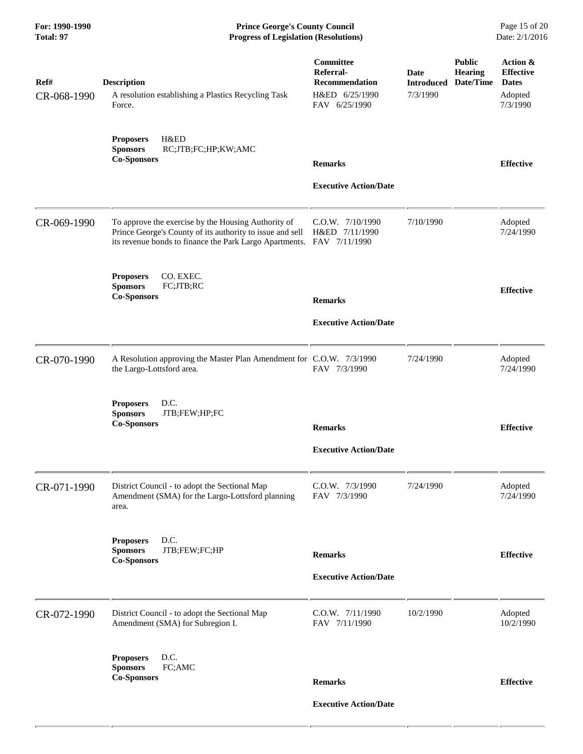| Ref# | Description | Committee Referral-Recommendation | Date Introduced | Public Hearing Date/Time | Action & Effective Dates |
|---|---|---|---|---|---|
| CR-068-1990 | A resolution establishing a Plastics Recycling Task Force. | H&ED 6/25/1990<br>FAV 6/25/1990 | 7/3/1990 | | Adopted<br>7/3/1990 |
| | **Proposers** H&ED<br>**Sponsors** RC;JTB;FC;HP;KW;AMC<br>**Co-Sponsors** | **Remarks**<br><br>**Executive Action/Date** | | | **Effective** |
| CR-069-1990 | To approve the exercise by the Housing Authority of Prince George's County of its authority to issue and sell its revenue bonds to finance the Park Largo Apartments. | C.O.W. 7/10/1990<br>H&ED 7/11/1990<br>FAV 7/11/1990 | 7/10/1990 | | Adopted<br>7/24/1990 |
| | **Proposers** CO. EXEC.<br>**Sponsors** FC;JTB;RC<br>**Co-Sponsors** | **Remarks**<br><br>**Executive Action/Date** | | | **Effective** |
| CR-070-1990 | A Resolution approving the Master Plan Amendment for the Largo-Lottsford area. | C.O.W. 7/3/1990<br>FAV 7/3/1990 | 7/24/1990 | | Adopted<br>7/24/1990 |
| | **Proposers** D.C.<br>**Sponsors** JTB;FEW;HP;FC<br>**Co-Sponsors** | **Remarks**<br><br>**Executive Action/Date** | | | **Effective** |
| CR-071-1990 | District Council - to adopt the Sectional Map Amendment (SMA) for the Largo-Lottsford planning area. | C.O.W. 7/3/1990<br>FAV 7/3/1990 | 7/24/1990 | | Adopted<br>7/24/1990 |
| | **Proposers** D.C.<br>**Sponsors** JTB;FEW;FC;HP<br>**Co-Sponsors** | **Remarks**<br><br>**Executive Action/Date** | | | **Effective** |
| CR-072-1990 | District Council - to adopt the Sectional Map Amendment (SMA) for Subregion I. | C.O.W. 7/11/1990<br>FAV 7/11/1990 | 10/2/1990 | | Adopted<br>10/2/1990 |
| | **Proposers** D.C.<br>**Sponsors** FC;AMC<br>**Co-Sponsors** | **Remarks**<br><br>**Executive Action/Date** | | | **Effective** |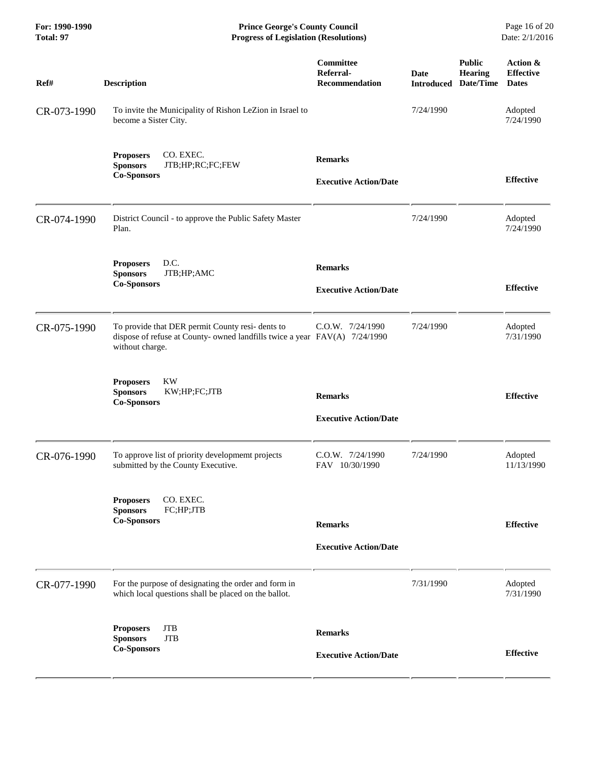| Ref# | Description | Committee Referral-Recommendation | Date Introduced | Public Hearing Date/Time | Action & Effective Dates |
|---|---|---|---|---|---|
| CR-073-1990 | To invite the Municipality of Rishon LeZion in Israel to become a Sister City. | | 7/24/1990 | | Adopted 7/24/1990 |
| | **Proposers** CO. EXEC.<br>**Sponsors** JTB;HP;RC;FC;FEW<br>**Co-Sponsors** | **Remarks**<br><br>**Executive Action/Date** | | | **Effective** |
| CR-074-1990 | District Council - to approve the Public Safety Master Plan. | | 7/24/1990 | | Adopted 7/24/1990 |
| | **Proposers** D.C.<br>**Sponsors** JTB;HP;AMC<br>**Co-Sponsors** | **Remarks**<br><br>**Executive Action/Date** | | | **Effective** |
| CR-075-1990 | To provide that DER permit County resi- dents to dispose of refuse at County- owned landfills twice a year without charge. | C.O.W. 7/24/1990<br>FAV(A) 7/24/1990 | 7/24/1990 | | Adopted 7/31/1990 |
| | **Proposers** KW<br>**Sponsors** KW;HP;FC;JTB<br>**Co-Sponsors** | **Remarks**<br><br>**Executive Action/Date** | | | **Effective** |
| CR-076-1990 | To approve list of priority developmemt projects submitted by the County Executive. | C.O.W. 7/24/1990<br>FAV 10/30/1990 | 7/24/1990 | | Adopted 11/13/1990 |
| | **Proposers** CO. EXEC.<br>**Sponsors** FC;HP;JTB<br>**Co-Sponsors** | **Remarks**<br><br>**Executive Action/Date** | | | **Effective** |
| CR-077-1990 | For the purpose of designating the order and form in which local questions shall be placed on the ballot. | | 7/31/1990 | | Adopted 7/31/1990 |
| | **Proposers** JTB<br>**Sponsors** JTB<br>**Co-Sponsors** | **Remarks**<br><br>**Executive Action/Date** | | | **Effective** |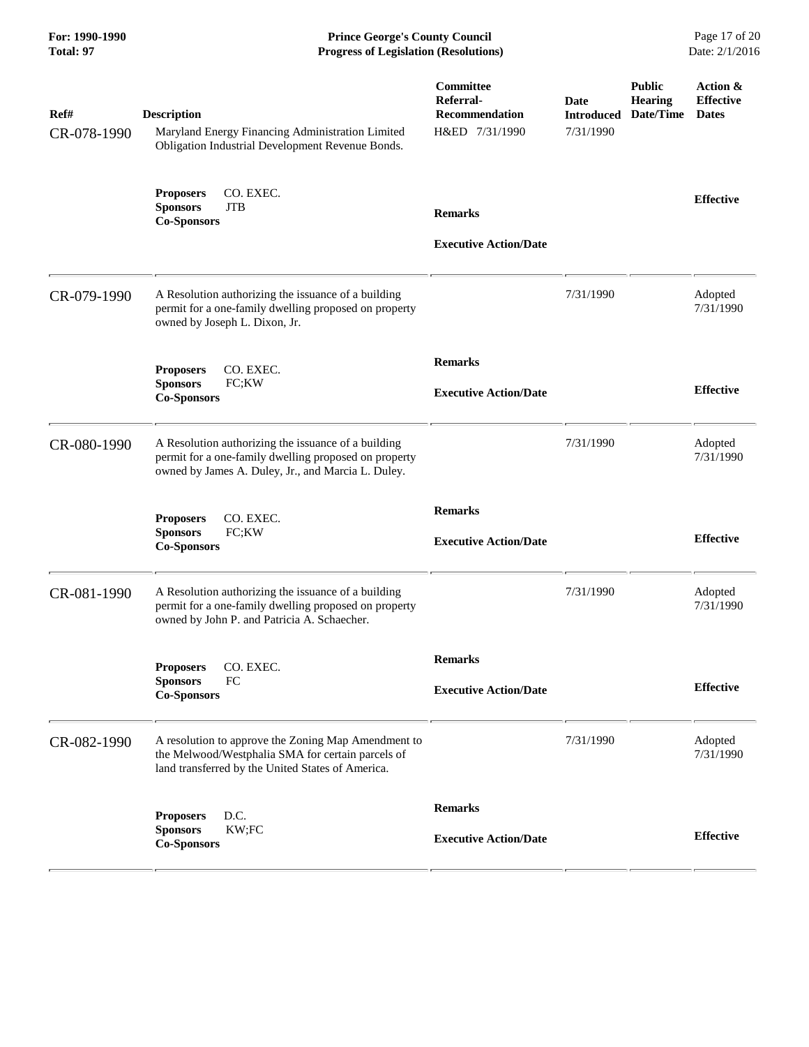**Prince George's County Council**
**Progress of Legislation (Resolutions)**

**For: 1990-1990**
**Total: 97**

Date: 2/1/2016

| Ref# | Description | Committee Referral-Recommendation | Date Introduced | Public Hearing Date/Time | Action & Effective Dates |
|---|---|---|---|---|---|
| CR-078-1990 | Maryland Energy Financing Administration Limited Obligation Industrial Development Revenue Bonds. | H&ED 7/31/1990 | 7/31/1990 | | |
| | **Proposers** CO. EXEC.<br>**Sponsors** JTB<br>**Co-Sponsors** | **Remarks**<br><br>**Executive Action/Date** | | | **Effective** |
| CR-079-1990 | A Resolution authorizing the issuance of a building permit for a one-family dwelling proposed on property owned by Joseph L. Dixon, Jr. | | 7/31/1990 | | Adopted 7/31/1990 |
| | **Proposers** CO. EXEC.<br>**Sponsors** FC;KW<br>**Co-Sponsors** | **Remarks**<br><br>**Executive Action/Date** | | | **Effective** |
| CR-080-1990 | A Resolution authorizing the issuance of a building permit for a one-family dwelling proposed on property owned by James A. Duley, Jr., and Marcia L. Duley. | | 7/31/1990 | | Adopted 7/31/1990 |
| | **Proposers** CO. EXEC.<br>**Sponsors** FC;KW<br>**Co-Sponsors** | **Remarks**<br><br>**Executive Action/Date** | | | **Effective** |
| CR-081-1990 | A Resolution authorizing the issuance of a building permit for a one-family dwelling proposed on property owned by John P. and Patricia A. Schaecher. | | 7/31/1990 | | Adopted 7/31/1990 |
| | **Proposers** CO. EXEC.<br>**Sponsors** FC<br>**Co-Sponsors** | **Remarks**<br><br>**Executive Action/Date** | | | **Effective** |
| CR-082-1990 | A resolution to approve the Zoning Map Amendment to the Melwood/Westphalia SMA for certain parcels of land transferred by the United States of America. | | 7/31/1990 | | Adopted 7/31/1990 |
| | **Proposers** D.C.<br>**Sponsors** KW;FC<br>**Co-Sponsors** | **Remarks**<br><br>**Executive Action/Date** | | | **Effective** |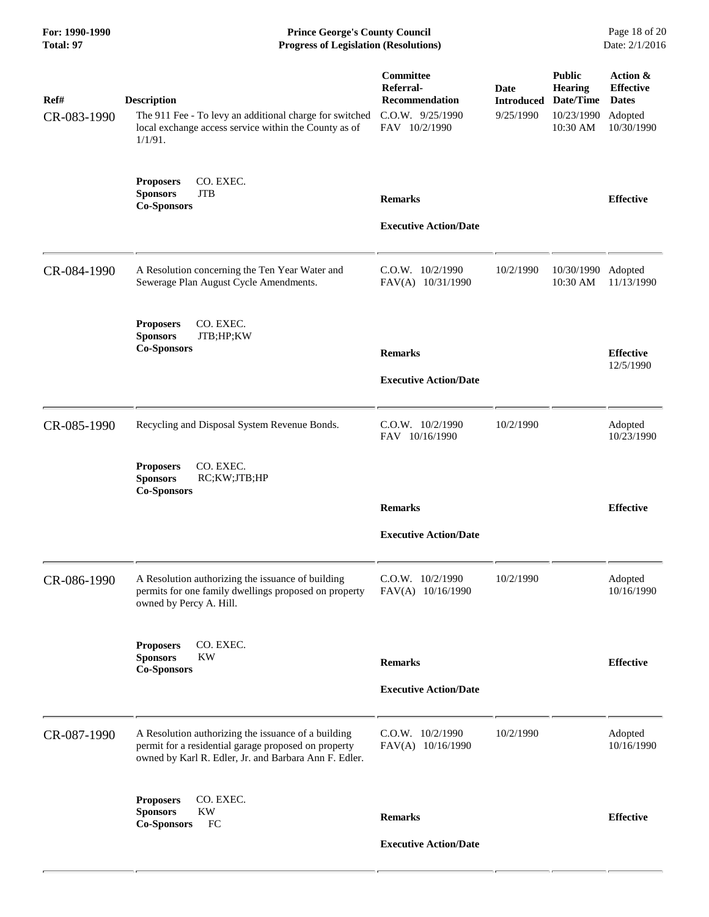| Ref# | Description | Committee Referral-Recommendation | Date Introduced | Public Hearing Date/Time | Action & Effective Dates |
|---|---|---|---|---|---|
| CR-083-1990 | The 911 Fee - To levy an additional charge for switched local exchange access service within the County as of 1/1/91. | C.O.W. 9/25/1990<br>FAV 10/2/1990 | 9/25/1990 | 10/23/1990<br>10:30 AM | Adopted<br>10/30/1990 |
| | **Proposers** CO. EXEC.<br>**Sponsors** JTB<br>**Co-Sponsors** | **Remarks**<br><br>**Executive Action/Date** | | | **Effective** |
| CR-084-1990 | A Resolution concerning the Ten Year Water and Sewerage Plan August Cycle Amendments. | C.O.W. 10/2/1990<br>FAV(A) 10/31/1990 | 10/2/1990 | 10/30/1990<br>10:30 AM | Adopted<br>11/13/1990 |
| | **Proposers** CO. EXEC.<br>**Sponsors** JTB;HP;KW<br>**Co-Sponsors** | **Remarks**<br><br>**Executive Action/Date** | | | **Effective**<br>12/5/1990 |
| CR-085-1990 | Recycling and Disposal System Revenue Bonds. | C.O.W. 10/2/1990<br>FAV 10/16/1990 | 10/2/1990 | | Adopted<br>10/23/1990 |
| | **Proposers** CO. EXEC.<br>**Sponsors** RC;KW;JTB;HP<br>**Co-Sponsors** | **Remarks**<br><br>**Executive Action/Date** | | | **Effective** |
| CR-086-1990 | A Resolution authorizing the issuance of building permits for one family dwellings proposed on property owned by Percy A. Hill. | C.O.W. 10/2/1990<br>FAV(A) 10/16/1990 | 10/2/1990 | | Adopted<br>10/16/1990 |
| | **Proposers** CO. EXEC.<br>**Sponsors** KW<br>**Co-Sponsors** | **Remarks**<br><br>**Executive Action/Date** | | | **Effective** |
| CR-087-1990 | A Resolution authorizing the issuance of a building permit for a residential garage proposed on property owned by Karl R. Edler, Jr. and Barbara Ann F. Edler. | C.O.W. 10/2/1990<br>FAV(A) 10/16/1990 | 10/2/1990 | | Adopted<br>10/16/1990 |
| | **Proposers** CO. EXEC.<br>**Sponsors** KW<br>**Co-Sponsors** FC | **Remarks**<br><br>**Executive Action/Date** | | | **Effective** |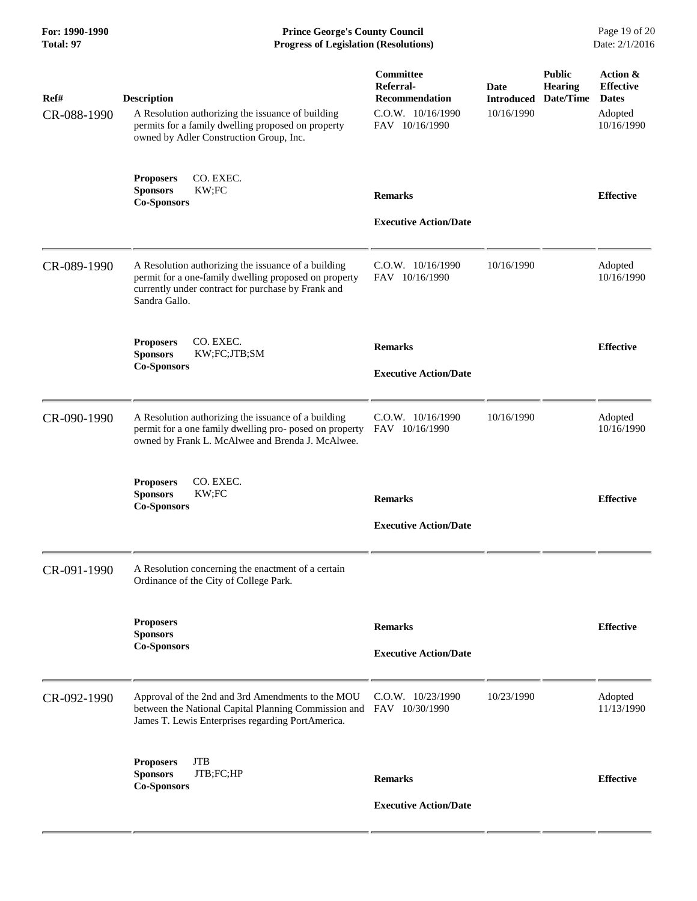| Ref# | Description | Committee Referral-Recommendation | Date Introduced | Public Hearing Date/Time | Action & Effective Dates |
|---|---|---|---|---|---|
| CR-088-1990 | A Resolution authorizing the issuance of building permits for a family dwelling proposed on property owned by Adler Construction Group, Inc. | C.O.W. 10/16/1990<br>FAV 10/16/1990 | 10/16/1990 | | Adopted<br>10/16/1990 |
| | **Proposers** CO. EXEC.<br>**Sponsors** KW;FC<br>**Co-Sponsors** | **Remarks**<br><br>**Executive Action/Date** | | | **Effective** |
| CR-089-1990 | A Resolution authorizing the issuance of a building permit for a one-family dwelling proposed on property currently under contract for purchase by Frank and Sandra Gallo. | C.O.W. 10/16/1990<br>FAV 10/16/1990 | 10/16/1990 | | Adopted<br>10/16/1990 |
| | **Proposers** CO. EXEC.<br>**Sponsors** KW;FC;JTB;SM<br>**Co-Sponsors** | **Remarks**<br><br>**Executive Action/Date** | | | **Effective** |
| CR-090-1990 | A Resolution authorizing the issuance of a building permit for a one family dwelling pro- posed on property owned by Frank L. McAlwee and Brenda J. McAlwee. | C.O.W. 10/16/1990<br>FAV 10/16/1990 | 10/16/1990 | | Adopted<br>10/16/1990 |
| | **Proposers** CO. EXEC.<br>**Sponsors** KW;FC<br>**Co-Sponsors** | **Remarks**<br><br>**Executive Action/Date** | | | **Effective** |
| CR-091-1990 | A Resolution concerning the enactment of a certain Ordinance of the City of College Park. | | | | |
| | **Proposers**<br>**Sponsors**<br>**Co-Sponsors** | **Remarks**<br><br>**Executive Action/Date** | | | **Effective** |
| CR-092-1990 | Approval of the 2nd and 3rd Amendments to the MOU between the National Capital Planning Commission and James T. Lewis Enterprises regarding PortAmerica. | C.O.W. 10/23/1990<br>FAV 10/30/1990 | 10/23/1990 | | Adopted<br>11/13/1990 |
| | **Proposers** JTB<br>**Sponsors** JTB;FC;HP<br>**Co-Sponsors** | **Remarks**<br><br>**Executive Action/Date** | | | **Effective** |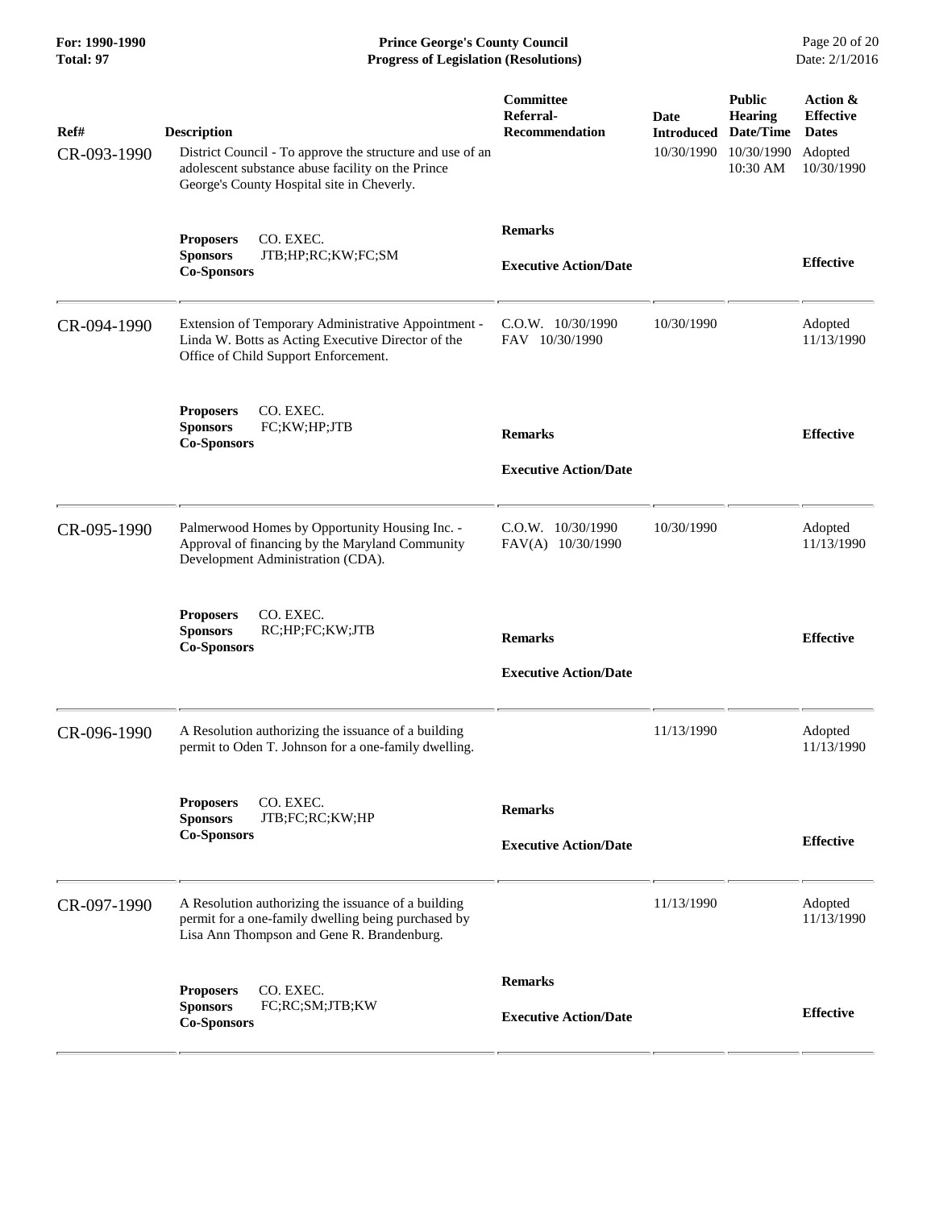| Ref# | Description | Committee Referral-Recommendation | Date Introduced | Public Hearing Date/Time | Action & Effective Dates |
|---|---|---|---|---|---|
| CR-093-1990 | District Council - To approve the structure and use of an adolescent substance abuse facility on the Prince George's County Hospital site in Cheverly. | | 10/30/1990 | 10/30/1990 10:30 AM | Adopted 10/30/1990 |
| | **Proposers** CO. EXEC. **Sponsors** JTB;HP;RC;KW;FC;SM **Co-Sponsors** | **Remarks** **Executive Action/Date** | | | **Effective** |
| CR-094-1990 | Extension of Temporary Administrative Appointment - Linda W. Botts as Acting Executive Director of the Office of Child Support Enforcement. | C.O.W. 10/30/1990 FAV 10/30/1990 | 10/30/1990 | | Adopted 11/13/1990 |
| | **Proposers** CO. EXEC. **Sponsors** FC;KW;HP;JTB **Co-Sponsors** | **Remarks** **Executive Action/Date** | | | **Effective** |
| CR-095-1990 | Palmerwood Homes by Opportunity Housing Inc. - Approval of financing by the Maryland Community Development Administration (CDA). | C.O.W. 10/30/1990 FAV(A) 10/30/1990 | 10/30/1990 | | Adopted 11/13/1990 |
| | **Proposers** CO. EXEC. **Sponsors** RC;HP;FC;KW;JTB **Co-Sponsors** | **Remarks** **Executive Action/Date** | | | **Effective** |
| CR-096-1990 | A Resolution authorizing the issuance of a building permit to Oden T. Johnson for a one-family dwelling. | | 11/13/1990 | | Adopted 11/13/1990 |
| | **Proposers** CO. EXEC. **Sponsors** JTB;FC;RC;KW;HP **Co-Sponsors** | **Remarks** **Executive Action/Date** | | | **Effective** |
| CR-097-1990 | A Resolution authorizing the issuance of a building permit for a one-family dwelling being purchased by Lisa Ann Thompson and Gene R. Brandenburg. | | 11/13/1990 | | Adopted 11/13/1990 |
| | **Proposers** CO. EXEC. **Sponsors** FC;RC;SM;JTB;KW **Co-Sponsors** | **Remarks** **Executive Action/Date** | | | **Effective** |